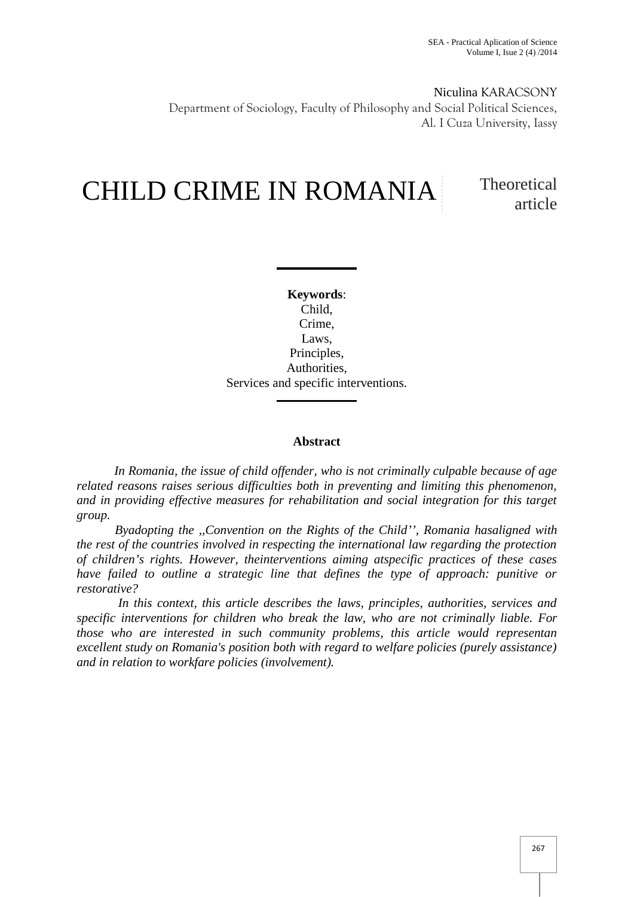Niculina KARACSONY

Department of Sociology, Faculty of Philosophy and Social Political Sciences, Al. I Cuza University, Iassy

# CHILD CRIME IN ROMANIA

Theoretical article

**Keywords**:
Child,
Crime,
Laws,
Principles,
Authorities,
Services and specific interventions.

**Abstract**

*In Romania, the issue of child offender, who is not criminally culpable because of age related reasons raises serious difficulties both in preventing and limiting this phenomenon, and in providing effective measures for rehabilitation and social integration for this target group.*

*Byadopting the ,,Convention on the Rights of the Child'', Romania hasaligned with the rest of the countries involved in respecting the international law regarding the protection of children's rights. However, theinterventions aiming atspecific practices of these cases have failed to outline a strategic line that defines the type of approach: punitive or restorative?*

*In this context, this article describes the laws, principles, authorities, services and specific interventions for children who break the law, who are not criminally liable. For those who are interested in such community problems, this article would representan excellent study on Romania's position both with regard to welfare policies (purely assistance) and in relation to workfare policies (involvement).*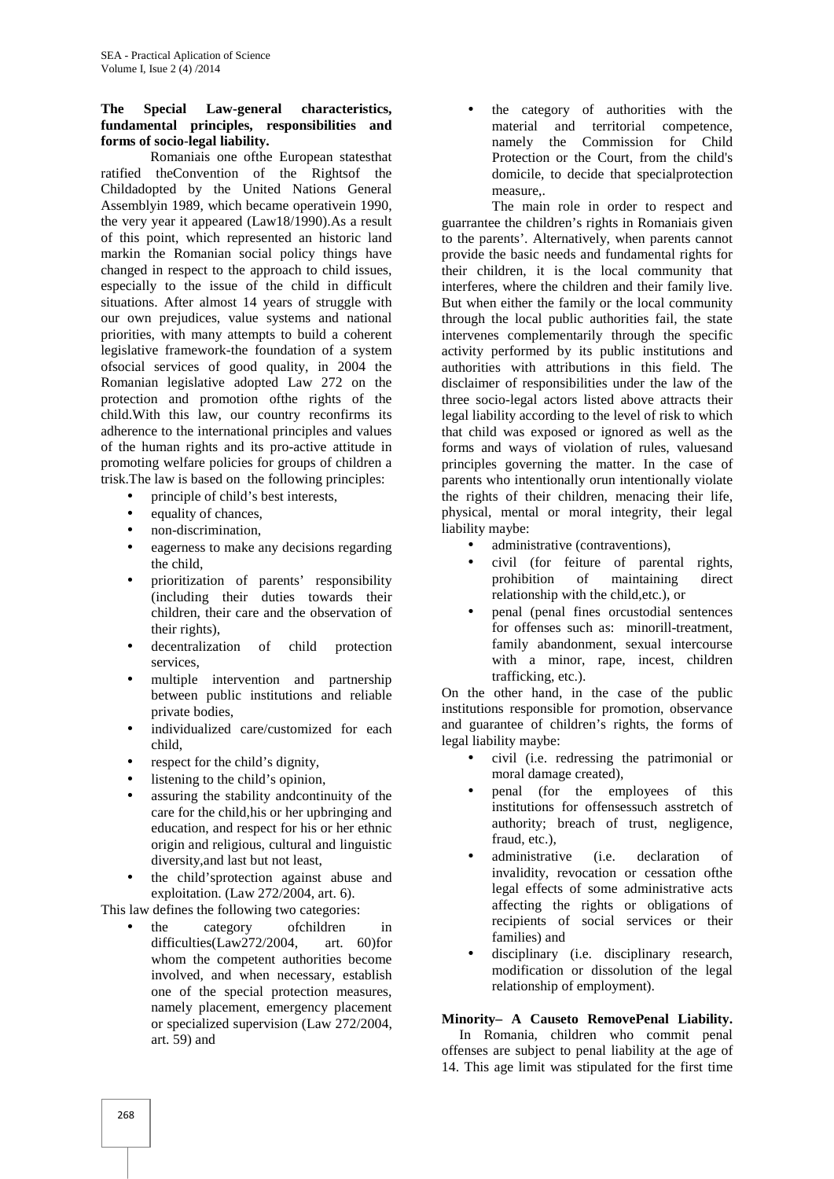**The Special Law-general characteristics, fundamental principles, responsibilities and forms of socio-legal liability.**

Romaniais one ofthe European statesthat ratified theConvention of the Rightsof the Childadopted by the United Nations General Assemblyin 1989, which became operativein 1990, the very year it appeared (Law18/1990).As a result of this point, which represented an historic land markin the Romanian social policy things have changed in respect to the approach to child issues, especially to the issue of the child in difficult situations. After almost 14 years of struggle with our own prejudices, value systems and national priorities, with many attempts to build a coherent legislative framework-the foundation of a system ofsocial services of good quality, in 2004 the Romanian legislative adopted Law 272 on the protection and promotion ofthe rights of the child.With this law, our country reconfirms its adherence to the international principles and values of the human rights and its pro-active attitude in promoting welfare policies for groups of children a trisk.The law is based on the following principles:

- principle of child's best interests,
- equality of chances,
- non-discrimination,
- eagerness to make any decisions regarding the child,
- prioritization of parents' responsibility (including their duties towards their children, their care and the observation of their rights),
- decentralization of child protection services,
- multiple intervention and partnership between public institutions and reliable private bodies,
- individualized care/customized for each child,
- respect for the child's dignity,
- listening to the child's opinion,
- assuring the stability andcontinuity of the care for the child,his or her upbringing and education, and respect for his or her ethnic origin and religious, cultural and linguistic diversity,and last but not least,
- the child'sprotection against abuse and exploitation. (Law 272/2004, art. 6).

This law defines the following two categories:

- the category ofchildren in difficulties(Law272/2004, art. 60)for whom the competent authorities become involved, and when necessary, establish one of the special protection measures, namely placement, emergency placement or specialized supervision (Law 272/2004, art. 59) and
- the category of authorities with the material and territorial competence, namely the Commission for Child Protection or the Court, from the child's domicile, to decide that specialprotection measure,.

The main role in order to respect and guarrantee the children's rights in Romaniais given to the parents'. Alternatively, when parents cannot provide the basic needs and fundamental rights for their children, it is the local community that interferes, where the children and their family live. But when either the family or the local community through the local public authorities fail, the state intervenes complementarily through the specific activity performed by its public institutions and authorities with attributions in this field. The disclaimer of responsibilities under the law of the three socio-legal actors listed above attracts their legal liability according to the level of risk to which that child was exposed or ignored as well as the forms and ways of violation of rules, valuesand principles governing the matter. In the case of parents who intentionally orun intentionally violate the rights of their children, menacing their life, physical, mental or moral integrity, their legal liability maybe:

- administrative (contraventions),
- civil (for feiture of parental rights, prohibition of maintaining direct relationship with the child,etc.), or
- penal (penal fines orcustodial sentences for offenses such as: minorill-treatment, family abandonment, sexual intercourse with a minor, rape, incest, children trafficking, etc.).

On the other hand, in the case of the public institutions responsible for promotion, observance and guarantee of children's rights, the forms of legal liability maybe:

- civil (i.e. redressing the patrimonial or moral damage created),
- penal (for the employees of this institutions for offensessuch asstretch of authority; breach of trust, negligence, fraud, etc.),
- administrative (i.e. declaration of invalidity, revocation or cessation ofthe legal effects of some administrative acts affecting the rights or obligations of recipients of social services or their families) and
- disciplinary (i.e. disciplinary research, modification or dissolution of the legal relationship of employment).

**Minority– A Causeto RemovePenal Liability.**

In Romania, children who commit penal offenses are subject to penal liability at the age of 14. This age limit was stipulated for the first time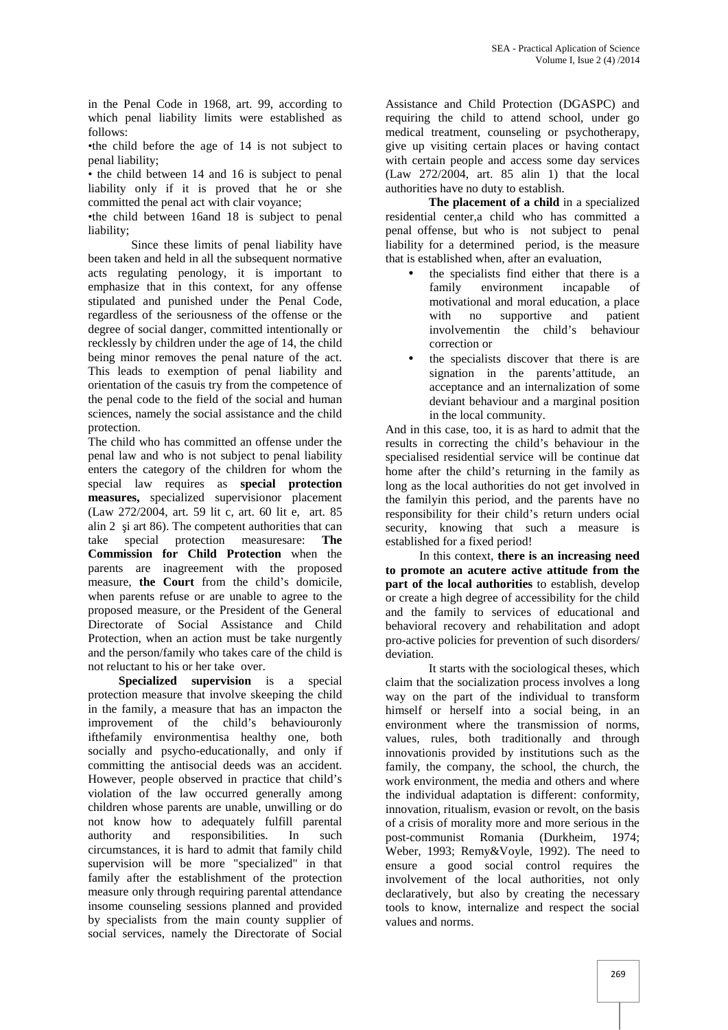in the Penal Code in 1968, art. 99, according to which penal liability limits were established as follows:

•the child before the age of 14 is not subject to penal liability;

• the child between 14 and 16 is subject to penal liability only if it is proved that he or she committed the penal act with clair voyance;

•the child between 16and 18 is subject to penal liability;

Since these limits of penal liability have been taken and held in all the subsequent normative acts regulating penology, it is important to emphasize that in this context, for any offense stipulated and punished under the Penal Code, regardless of the seriousness of the offense or the degree of social danger, committed intentionally or recklessly by children under the age of 14, the child being minor removes the penal nature of the act. This leads to exemption of penal liability and orientation of the casuis try from the competence of the penal code to the field of the social and human sciences, namely the social assistance and the child protection.

The child who has committed an offense under the penal law and who is not subject to penal liability enters the category of the children for whom the special law requires as **special protection measures,** specialized supervisionor placement (Law 272/2004, art. 59 lit c, art. 60 lit e, art. 85 alin 2 şi art 86). The competent authorities that can take special protection measuresare: **The Commission for Child Protection** when the parents are inagreement with the proposed measure, **the Court** from the child's domicile, when parents refuse or are unable to agree to the proposed measure, or the President of the General Directorate of Social Assistance and Child Protection, when an action must be take nurgently and the person/family who takes care of the child is not reluctant to his or her take over.

**Specialized supervision** is a special protection measure that involve skeeping the child in the family, a measure that has an impacton the improvement of the child's behaviouronly ifthefamily environmentisa healthy one, both socially and psycho-educationally, and only if committing the antisocial deeds was an accident. However, people observed in practice that child's violation of the law occurred generally among children whose parents are unable, unwilling or do not know how to adequately fulfill parental authority and responsibilities. In such circumstances, it is hard to admit that family child supervision will be more "specialized" in that family after the establishment of the protection measure only through requiring parental attendance insome counseling sessions planned and provided by specialists from the main county supplier of social services, namely the Directorate of Social Assistance and Child Protection (DGASPC) and requiring the child to attend school, under go medical treatment, counseling or psychotherapy, give up visiting certain places or having contact with certain people and access some day services (Law 272/2004, art. 85 alin 1) that the local authorities have no duty to establish.

**The placement of a child** in a specialized residential center,a child who has committed a penal offense, but who is not subject to penal liability for a determined period, is the measure that is established when, after an evaluation,

- the specialists find either that there is a family environment incapable of motivational and moral education, a place with no supportive and patient involvementin the child's behaviour correction or
- the specialists discover that there is are signation in the parents'attitude, an acceptance and an internalization of some deviant behaviour and a marginal position in the local community.

And in this case, too, it is as hard to admit that the results in correcting the child's behaviour in the specialised residential service will be continue dat home after the child's returning in the family as long as the local authorities do not get involved in the familyin this period, and the parents have no responsibility for their child's return unders ocial security, knowing that such a measure is established for a fixed period!

In this context, **there is an increasing need to promote an acutere active attitude from the part of the local authorities** to establish, develop or create a high degree of accessibility for the child and the family to services of educational and behavioral recovery and rehabilitation and adopt pro-active policies for prevention of such disorders/ deviation.

It starts with the sociological theses, which claim that the socialization process involves a long way on the part of the individual to transform himself or herself into a social being, in an environment where the transmission of norms, values, rules, both traditionally and through innovationis provided by institutions such as the family, the company, the school, the church, the work environment, the media and others and where the individual adaptation is different: conformity, innovation, ritualism, evasion or revolt, on the basis of a crisis of morality more and more serious in the post-communist Romania (Durkheim, 1974; Weber, 1993; Remy&Voyle, 1992). The need to ensure a good social control requires the involvement of the local authorities, not only declaratively, but also by creating the necessary tools to know, internalize and respect the social values and norms.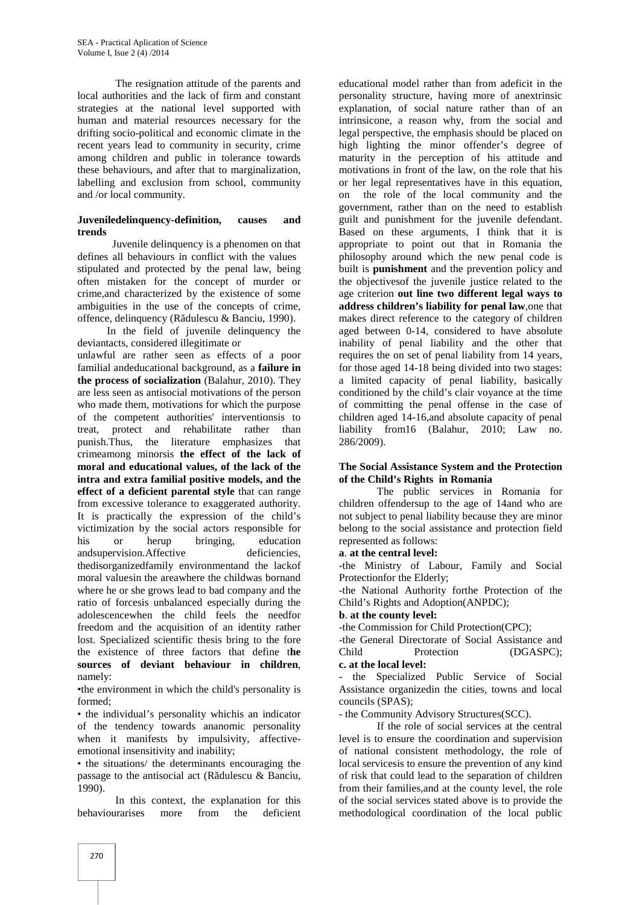The resignation attitude of the parents and local authorities and the lack of firm and constant strategies at the national level supported with human and material resources necessary for the drifting socio-political and economic climate in the recent years lead to community in security, crime among children and public in tolerance towards these behaviours, and after that to marginalization, labelling and exclusion from school, community and /or local community.

**Juveniledelinquency-definition, causes and trends**

Juvenile delinquency is a phenomen on that defines all behaviours in conflict with the values stipulated and protected by the penal law, being often mistaken for the concept of murder or crime,and characterized by the existence of some ambiguities in the use of the concepts of crime, offence, delinquency (Rădulescu & Banciu, 1990).

In the field of juvenile delinquency the deviantacts, considered illegitimate or unlawful are rather seen as effects of a poor familial andeducational background, as a **failure in the process of socialization** (Balahur, 2010). They are less seen as antisocial motivations of the person who made them, motivations for which the purpose of the competent authorities' interventionsis to treat, protect and rehabilitate rather than punish.Thus, the literature emphasizes that crimeamong minorsis **the effect of the lack of moral and educational values, of the lack of the intra and extra familial positive models, and the effect of a deficient parental style** that can range from excessive tolerance to exaggerated authority. It is practically the expression of the child's victimization by the social actors responsible for his or herup bringing, education andsupervision.Affective deficiencies, thedisorganizedfamily environmentand the lackof moral valuesin the areawhere the childwas bornand where he or she grows lead to bad company and the ratio of forcesis unbalanced especially during the adolescencewhen the child feels the needfor freedom and the acquisition of an identity rather lost. Specialized scientific thesis bring to the fore the existence of three factors that define t**he sources of deviant behaviour in children**, namely:

•the environment in which the child's personality is formed;

• the individual's personality whichis an indicator of the tendency towards ananomic personality when it manifests by impulsivity, affective-emotional insensitivity and inability;

• the situations/ the determinants encouraging the passage to the antisocial act (Rădulescu & Banciu, 1990).

In this context, the explanation for this behaviourarises more from the deficient educational model rather than from adeficit in the personality structure, having more of anextrinsic explanation, of social nature rather than of an intrinsicone, a reason why, from the social and legal perspective, the emphasis should be placed on high lighting the minor offender's degree of maturity in the perception of his attitude and motivations in front of the law, on the role that his or her legal representatives have in this equation, on the role of the local community and the government, rather than on the need to establish guilt and punishment for the juvenile defendant. Based on these arguments, I think that it is appropriate to point out that in Romania the philosophy around which the new penal code is built is **punishment** and the prevention policy and the objectivesof the juvenile justice related to the age criterion **out line two different legal ways to address children's liability for penal law**,one that makes direct reference to the category of children aged between 0-14, considered to have absolute inability of penal liability and the other that requires the on set of penal liability from 14 years, for those aged 14-18 being divided into two stages: a limited capacity of penal liability, basically conditioned by the child's clair voyance at the time of committing the penal offense in the case of children aged 14-16,and absolute capacity of penal liability from16 (Balahur, 2010; Law no. 286/2009).

**The Social Assistance System and the Protection of the Child's Rights in Romania**

The public services in Romania for children offendersup to the age of 14and who are not subject to penal liability because they are minor belong to the social assistance and protection field represented as follows:

**a**. **at the central level:**

-the Ministry of Labour, Family and Social Protectionfor the Elderly;

-the National Authority forthe Protection of the Child's Rights and Adoption(ANPDC);

**b**. **at the county level:**

-the Commission for Child Protection(CPC);

-the General Directorate of Social Assistance and Child Protection (DGASPC);

**c. at the local level:**

- the Specialized Public Service of Social Assistance organizedin the cities, towns and local councils (SPAS);

- the Community Advisory Structures(SCC).

If the role of social services at the central level is to ensure the coordination and supervision of national consistent methodology, the role of local servicesis to ensure the prevention of any kind of risk that could lead to the separation of children from their families,and at the county level, the role of the social services stated above is to provide the methodological coordination of the local public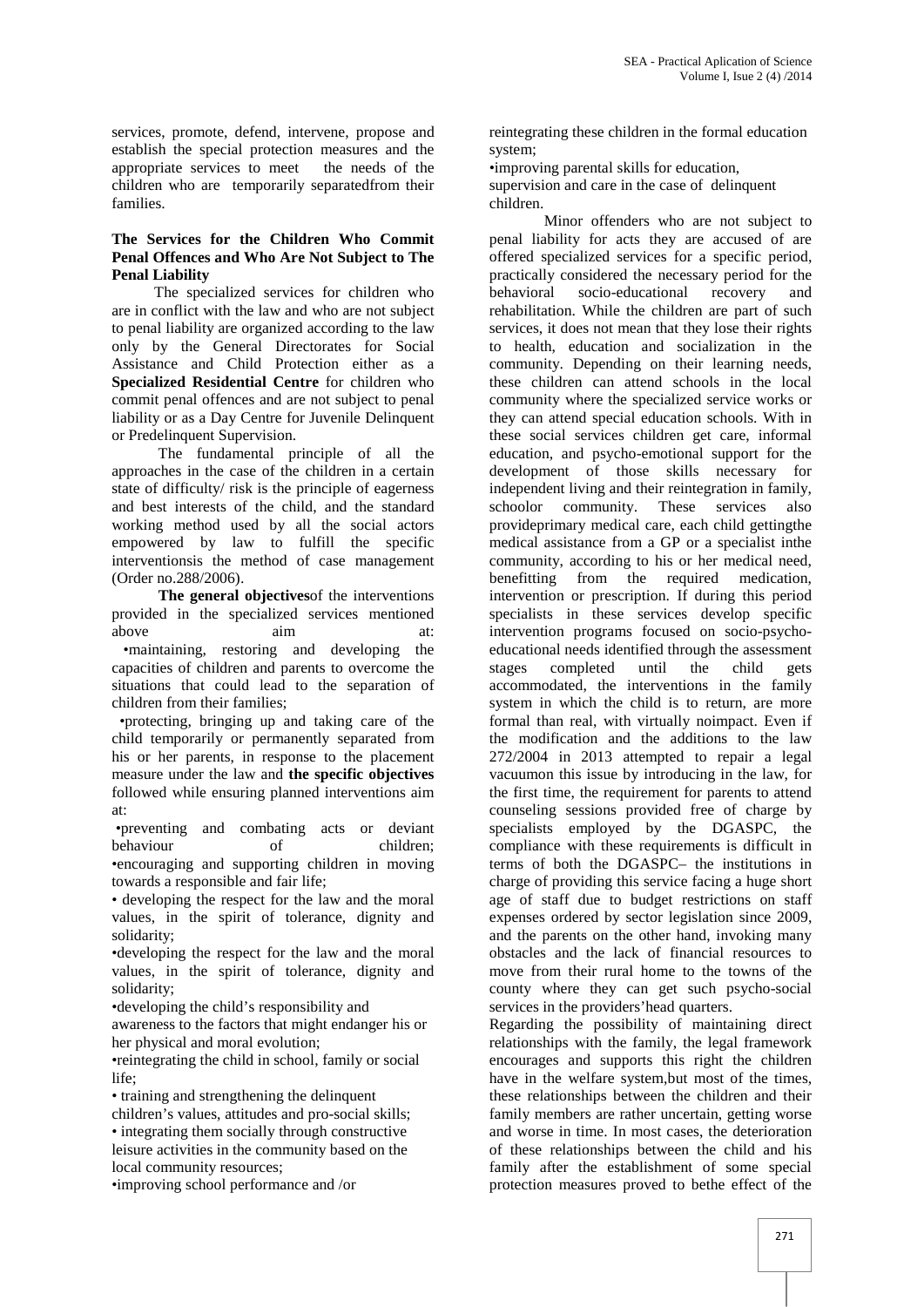services, promote, defend, intervene, propose and establish the special protection measures and the appropriate services to meet the needs of the children who are temporarily separatedfrom their families.

**The Services for the Children Who Commit Penal Offences and Who Are Not Subject to The Penal Liability**

The specialized services for children who are in conflict with the law and who are not subject to penal liability are organized according to the law only by the General Directorates for Social Assistance and Child Protection either as a **Specialized Residential Centre** for children who commit penal offences and are not subject to penal liability or as a Day Centre for Juvenile Delinquent or Predelinquent Supervision.

The fundamental principle of all the approaches in the case of the children in a certain state of difficulty/ risk is the principle of eagerness and best interests of the child, and the standard working method used by all the social actors empowered by law to fulfill the specific interventionsis the method of case management (Order no.288/2006).

**The general objectives**of the interventions provided in the specialized services mentioned above aim at:

- maintaining, restoring and developing the capacities of children and parents to overcome the situations that could lead to the separation of children from their families;
- protecting, bringing up and taking care of the child temporarily or permanently separated from his or her parents, in response to the placement measure under the law and **the specific objectives** followed while ensuring planned interventions aim at:
- preventing and combating acts or deviant behaviour of children;
- encouraging and supporting children in moving towards a responsible and fair life;
- developing the respect for the law and the moral values, in the spirit of tolerance, dignity and solidarity;
- developing the respect for the law and the moral values, in the spirit of tolerance, dignity and solidarity;
- developing the child's responsibility and awareness to the factors that might endanger his or her physical and moral evolution;
- reintegrating the child in school, family or social life;
- training and strengthening the delinquent children's values, attitudes and pro-social skills;
- integrating them socially through constructive leisure activities in the community based on the local community resources;
- improving school performance and /or reintegrating these children in the formal education system;
- improving parental skills for education, supervision and care in the case of delinquent children.

Minor offenders who are not subject to penal liability for acts they are accused of are offered specialized services for a specific period, practically considered the necessary period for the behavioral socio-educational recovery and rehabilitation. While the children are part of such services, it does not mean that they lose their rights to health, education and socialization in the community. Depending on their learning needs, these children can attend schools in the local community where the specialized service works or they can attend special education schools. With in these social services children get care, informal education, and psycho-emotional support for the development of those skills necessary for independent living and their reintegration in family, schoolor community. These services also provideprimary medical care, each child gettingthe medical assistance from a GP or a specialist inthe community, according to his or her medical need, benefitting from the required medication, intervention or prescription. If during this period specialists in these services develop specific intervention programs focused on socio-psycho-educational needs identified through the assessment stages completed until the child gets accommodated, the interventions in the family system in which the child is to return, are more formal than real, with virtually noimpact. Even if the modification and the additions to the law 272/2004 in 2013 attempted to repair a legal vacuumon this issue by introducing in the law, for the first time, the requirement for parents to attend counseling sessions provided free of charge by specialists employed by the DGASPC, the compliance with these requirements is difficult in terms of both the DGASPC– the institutions in charge of providing this service facing a huge short age of staff due to budget restrictions on staff expenses ordered by sector legislation since 2009, and the parents on the other hand, invoking many obstacles and the lack of financial resources to move from their rural home to the towns of the county where they can get such psycho-social services in the providers'head quarters.

Regarding the possibility of maintaining direct relationships with the family, the legal framework encourages and supports this right the children have in the welfare system,but most of the times, these relationships between the children and their family members are rather uncertain, getting worse and worse in time. In most cases, the deterioration of these relationships between the child and his family after the establishment of some special protection measures proved to bethe effect of the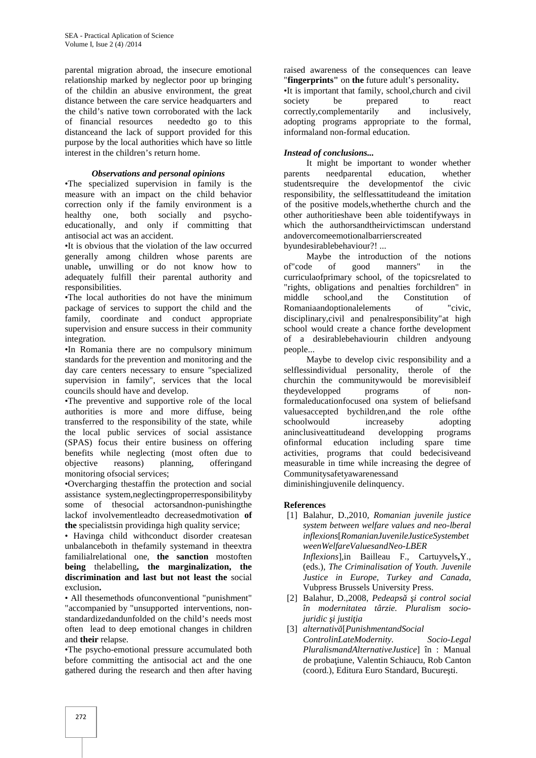parental migration abroad, the insecure emotional relationship marked by neglector poor up bringing of the childin an abusive environment, the great distance between the care service headquarters and the child's native town corroborated with the lack of financial resources neededto go to this distanceand the lack of support provided for this purpose by the local authorities which have so little interest in the children's return home.

### *Observations and personal opinions*

•The specialized supervision in family is the measure with an impact on the child behavior correction only if the family environment is a healthy one, both socially and psycho-educationally, and only if committing that antisocial act was an accident.

•It is obvious that the violation of the law occurred generally among children whose parents are unable**,** unwilling or do not know how to adequately fulfill their parental authority and responsibilities.

•The local authorities do not have the minimum package of services to support the child and the family, coordinate and conduct appropriate supervision and ensure success in their community integration.

•In Romania there are no compulsory minimum standards for the prevention and monitoring and the day care centers necessary to ensure "specialized supervision in family", services that the local councils should have and develop.

•The preventive and supportive role of the local authorities is more and more diffuse, being transferred to the responsibility of the state, while the local public services of social assistance (SPAS) focus their entire business on offering benefits while neglecting (most often due to objective reasons) planning, offeringand monitoring ofsocial services;

•Overcharging thestaffin the protection and social assistance system,neglectingproperresponsibilityby some of thesocial actorsandnon-punishingthe lackof involvementleadto decreasedmotivation **of the** specialistsin providinga high quality service;

• Havinga child withconduct disorder createsan unbalanceboth in thefamily systemand in theextra familialrelational one, **the sanction** mostoften **being** thelabelling**, the marginalization, the discrimination and last but not least the** social exclusion**.**

• All thesemethods ofunconventional "punishment" "accompanied by "unsupported interventions, non-standardizedandunfolded on the child's needs most often lead to deep emotional changes in children and **their** relapse.

•The psycho-emotional pressure accumulated both before committing the antisocial act and the one gathered during the research and then after having raised awareness of the consequences can leave "**fingerprints"** on **the** future adult's personality**.**

•It is important that family, school,church and civil society be prepared to react correctly,complementarily and inclusively, adopting programs appropriate to the formal, informaland non-formal education.

### *Instead of conclusions...*

It might be important to wonder whether parents needparental education, whether studentsrequire the developmentof the civic responsibility, the selflessattitudeand the imitation of the positive models,whetherthe church and the other authoritieshave been able toidentifyways in which the authorsandtheirvictimscan understand andovercomeemotionalbarrierscreated byundesirablebehaviour?! ...

Maybe the introduction of the notions of"code of good manners" in the curriculaofprimary school, of the topicsrelated to "rights, obligations and penalties forchildren" in middle school,and the Constitution of Romaniaandoptionalelements of "civic, disciplinary,civil and penalresponsibility"at high school would create a chance forthe development of a desirablebehaviourin children andyoung people...

Maybe to develop civic responsibility and a selflessindividual personality, therole of the churchin the communitywould be morevisibleif theydevelopped programs of non-formaleducationfocused ona system of beliefsand valuesaccepted bychildren,and the role ofthe schoolwould increaseby adopting aninclusiveattitudeand developping programs ofinformal education including spare time activities, programs that could bedecisiveand measurable in time while increasing the degree of Communitysafetyawarenessand diminishingjuvenile delinquency.

## References

[1] Balahur, D.,2010, *Romanian juvenile justice system between welfare values and neo-lberal inflexions*[*RomanianJuvenileJusticeSystembet weenWelfareValuesandNeo-LBER Inflexions*],in Bailleau F., Cartuyvels**,**Y., (eds.), *The Criminalisation of Youth. Juvenile Justice in Europe, Turkey and Canada*, Vubpress Brussels University Press.

[2] Balahur, D.,2008, *Pedeapsă şi control social în modernitatea târzie. Pluralism socio-juridic şi justiţia*

[3] *alternativă*[*PunishmentandSocial ControlinLateModernity. Socio-Legal PluralismandAlternativeJustice*] în : Manual de probaţiune, Valentin Schiaucu, Rob Canton (coord.), Editura Euro Standard, Bucureşti.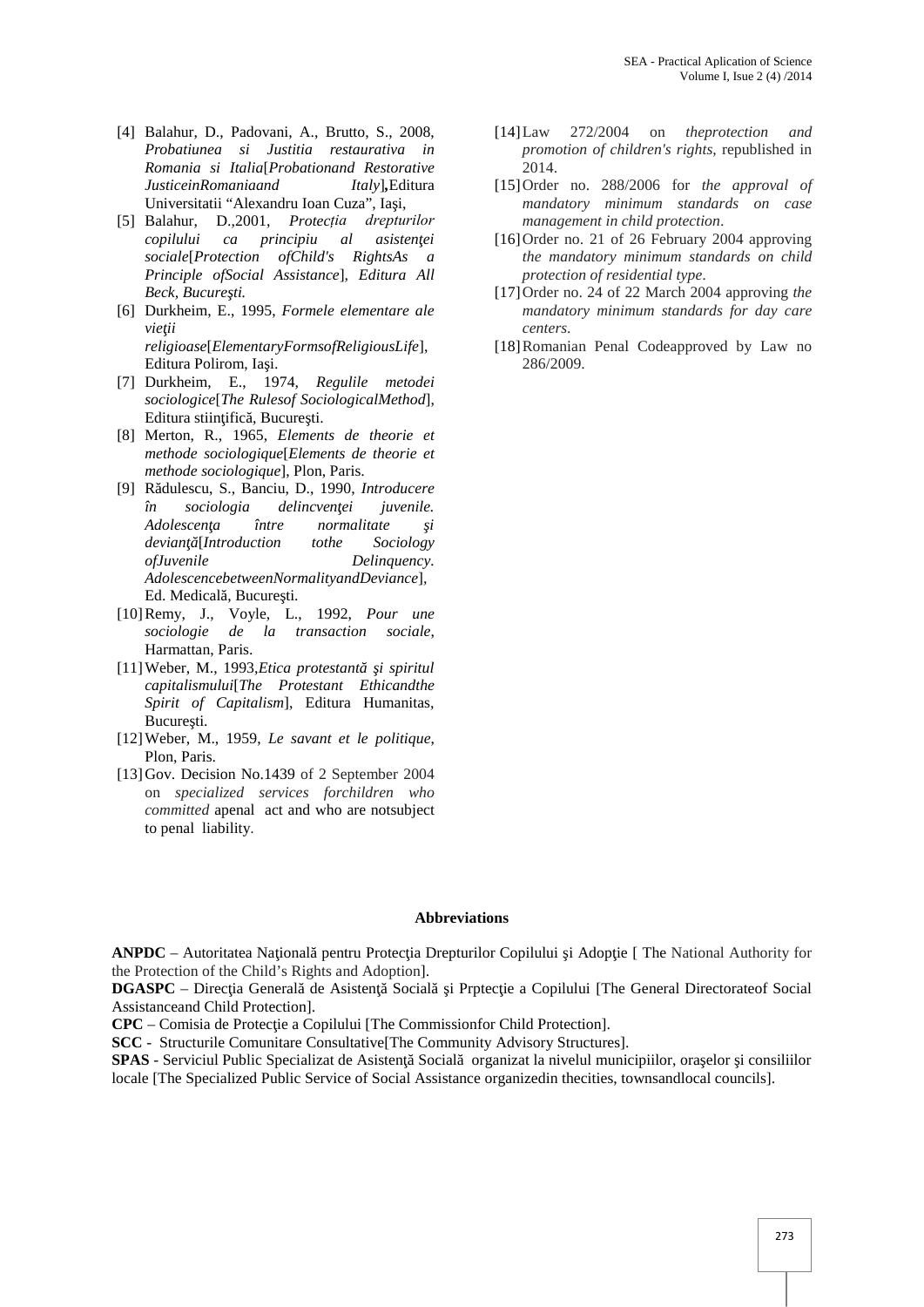[4] Balahur, D., Padovani, A., Brutto, S., 2008, *Probatiunea si Justitia restaurativa in Romania si Italia*[*Probationand Restorative JusticeinRomaniaand Italy*]**,**Editura Universitatii "Alexandru Ioan Cuza", Iaşi,

[5] Balahur, D.,2001, *Protecția drepturilor copilului ca principiu al asistenţei sociale*[*Protection ofChild's RightsAs a Principle ofSocial Assistance*], *Editura All Beck, Bucureşti.*

[6] Durkheim, E., 1995, *Formele elementare ale vieţii religioase*[*ElementaryFormsofReligiousLife*], Editura Polirom, Iaşi.

[7] Durkheim, E., 1974, *Regulile metodei sociologice*[*The Rulesof SociologicalMethod*], Editura stiinţifică, Bucureşti.

[8] Merton, R., 1965, *Elements de theorie et methode sociologique*[*Elements de theorie et methode sociologique*], Plon, Paris.

[9] Rădulescu, S., Banciu, D., 1990, *Introducere în sociologia delincvenţei juvenile. Adolescenţa între normalitate şi devianţă*[*Introduction tothe Sociology ofJuvenile Delinquency. AdolescencebetweenNormalityandDeviance*], Ed. Medicală, Bucureşti.

[10] Remy, J., Voyle, L., 1992, *Pour une sociologie de la transaction sociale*, Harmattan, Paris.

[11] Weber, M., 1993,*Etica protestantă şi spiritul capitalismului*[*The Protestant Ethicandthe Spirit of Capitalism*], Editura Humanitas, Bucureşti.

[12] Weber, M., 1959, *Le savant et le politique*, Plon, Paris.

[13] Gov. Decision No.1439 of 2 September 2004 on *specialized services forchildren who committed* apenal act and who are notsubject to penal liability.

[14] Law 272/2004 on *theprotection and promotion of children's rights*, republished in 2014.

[15] Order no. 288/2006 for *the approval of mandatory minimum standards on case management in child protection*.

[16] Order no. 21 of 26 February 2004 approving *the mandatory minimum standards on child protection of residential type*.

[17] Order no. 24 of 22 March 2004 approving *the mandatory minimum standards for day care centers*.

[18] Romanian Penal Codeapproved by Law no 286/2009.

**Abbreviations**

**ANPDC** – Autoritatea Naţională pentru Protecţia Drepturilor Copilului şi Adopţie [ The National Authority for the Protection of the Child's Rights and Adoption].

**DGASPC** – Direcţia Generală de Asistenţă Socială şi Prptecţie a Copilului [The General Directorateof Social Assistanceand Child Protection].

**CPC** – Comisia de Protecţie a Copilului [The Commissionfor Child Protection].

**SCC** - Structurile Comunitare Consultative[The Community Advisory Structures].

**SPAS** - Serviciul Public Specializat de Asistenţă Socială organizat la nivelul municipiilor, oraşelor şi consiliilor locale [The Specialized Public Service of Social Assistance organizedin thecities, townsandlocal councils].